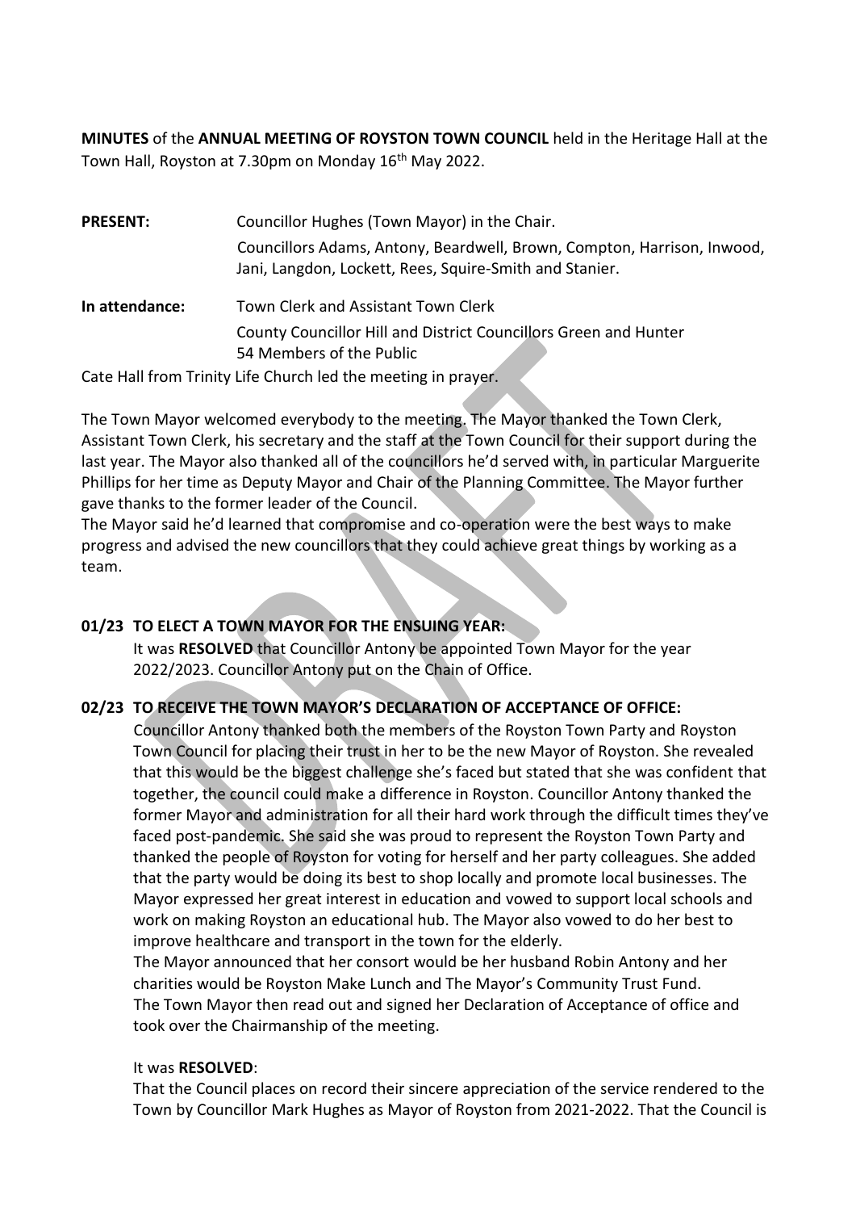**MINUTES** of the **ANNUAL MEETING OF ROYSTON TOWN COUNCIL** held in the Heritage Hall at the Town Hall, Royston at 7.30pm on Monday 16th May 2022.

**PRESENT:** Councillor Hughes (Town Mayor) in the Chair.
Councillors Adams, Antony, Beardwell, Brown, Compton, Harrison, Inwood, Jani, Langdon, Lockett, Rees, Squire-Smith and Stanier.

**In attendance:** Town Clerk and Assistant Town Clerk
County Councillor Hill and District Councillors Green and Hunter
54 Members of the Public

Cate Hall from Trinity Life Church led the meeting in prayer.

The Town Mayor welcomed everybody to the meeting. The Mayor thanked the Town Clerk, Assistant Town Clerk, his secretary and the staff at the Town Council for their support during the last year. The Mayor also thanked all of the councillors he'd served with, in particular Marguerite Phillips for her time as Deputy Mayor and Chair of the Planning Committee. The Mayor further gave thanks to the former leader of the Council.
The Mayor said he'd learned that compromise and co-operation were the best ways to make progress and advised the new councillors that they could achieve great things by working as a team.

**01/23 TO ELECT A TOWN MAYOR FOR THE ENSUING YEAR:**

It was **RESOLVED** that Councillor Antony be appointed Town Mayor for the year 2022/2023. Councillor Antony put on the Chain of Office.

**02/23 TO RECEIVE THE TOWN MAYOR'S DECLARATION OF ACCEPTANCE OF OFFICE:**

Councillor Antony thanked both the members of the Royston Town Party and Royston Town Council for placing their trust in her to be the new Mayor of Royston. She revealed that this would be the biggest challenge she's faced but stated that she was confident that together, the council could make a difference in Royston. Councillor Antony thanked the former Mayor and administration for all their hard work through the difficult times they've faced post-pandemic. She said she was proud to represent the Royston Town Party and thanked the people of Royston for voting for herself and her party colleagues. She added that the party would be doing its best to shop locally and promote local businesses. The Mayor expressed her great interest in education and vowed to support local schools and work on making Royston an educational hub. The Mayor also vowed to do her best to improve healthcare and transport in the town for the elderly.
The Mayor announced that her consort would be her husband Robin Antony and her charities would be Royston Make Lunch and The Mayor's Community Trust Fund.
The Town Mayor then read out and signed her Declaration of Acceptance of office and took over the Chairmanship of the meeting.

It was **RESOLVED**:
That the Council places on record their sincere appreciation of the service rendered to the Town by Councillor Mark Hughes as Mayor of Royston from 2021-2022. That the Council is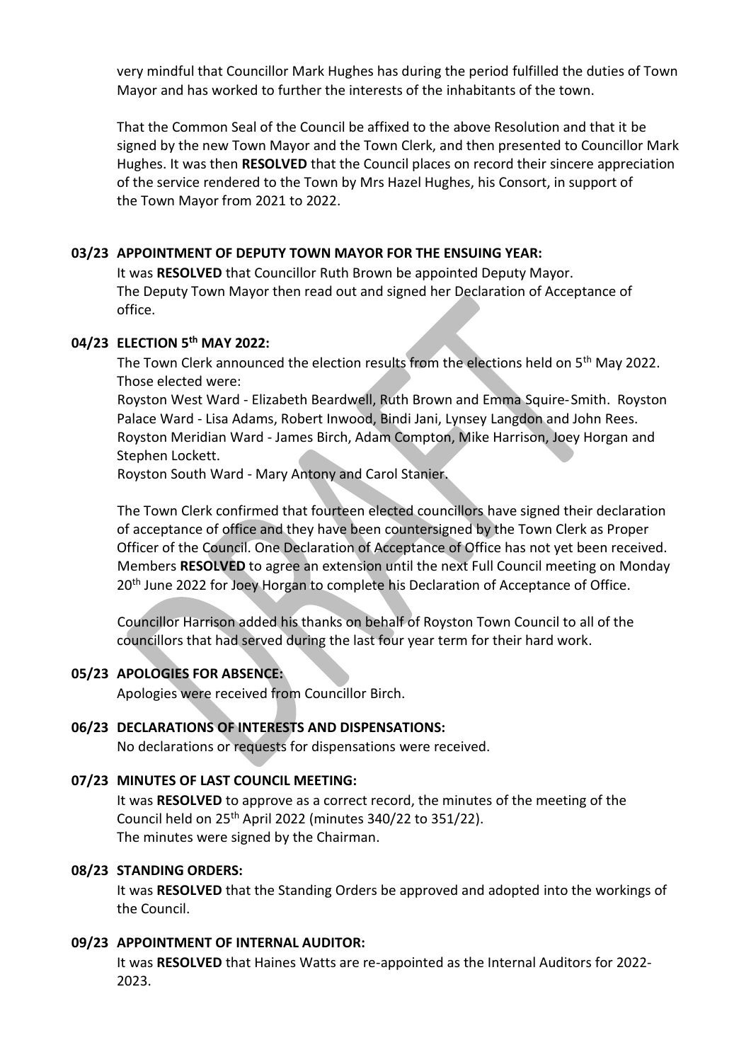very mindful that Councillor Mark Hughes has during the period fulfilled the duties of Town Mayor and has worked to further the interests of the inhabitants of the town.

That the Common Seal of the Council be affixed to the above Resolution and that it be signed by the new Town Mayor and the Town Clerk, and then presented to Councillor Mark Hughes. It was then **RESOLVED** that the Council places on record their sincere appreciation of the service rendered to the Town by Mrs Hazel Hughes, his Consort, in support of the Town Mayor from 2021 to 2022.

**03/23 APPOINTMENT OF DEPUTY TOWN MAYOR FOR THE ENSUING YEAR:**

It was **RESOLVED** that Councillor Ruth Brown be appointed Deputy Mayor. The Deputy Town Mayor then read out and signed her Declaration of Acceptance of office.

**04/23 ELECTION 5th MAY 2022:**

The Town Clerk announced the election results from the elections held on 5th May 2022. Those elected were:

Royston West Ward - Elizabeth Beardwell, Ruth Brown and Emma Squire-Smith. Royston Palace Ward - Lisa Adams, Robert Inwood, Bindi Jani, Lynsey Langdon and John Rees. Royston Meridian Ward - James Birch, Adam Compton, Mike Harrison, Joey Horgan and Stephen Lockett.

Royston South Ward - Mary Antony and Carol Stanier.

The Town Clerk confirmed that fourteen elected councillors have signed their declaration of acceptance of office and they have been countersigned by the Town Clerk as Proper Officer of the Council. One Declaration of Acceptance of Office has not yet been received. Members **RESOLVED** to agree an extension until the next Full Council meeting on Monday 20th June 2022 for Joey Horgan to complete his Declaration of Acceptance of Office.

Councillor Harrison added his thanks on behalf of Royston Town Council to all of the councillors that had served during the last four year term for their hard work.

**05/23 APOLOGIES FOR ABSENCE:**

Apologies were received from Councillor Birch.

**06/23 DECLARATIONS OF INTERESTS AND DISPENSATIONS:**

No declarations or requests for dispensations were received.

**07/23 MINUTES OF LAST COUNCIL MEETING:**

It was **RESOLVED** to approve as a correct record, the minutes of the meeting of the Council held on 25th April 2022 (minutes 340/22 to 351/22).
The minutes were signed by the Chairman.

**08/23 STANDING ORDERS:**

It was **RESOLVED** that the Standing Orders be approved and adopted into the workings of the Council.

**09/23 APPOINTMENT OF INTERNAL AUDITOR:**

It was **RESOLVED** that Haines Watts are re-appointed as the Internal Auditors for 2022-2023.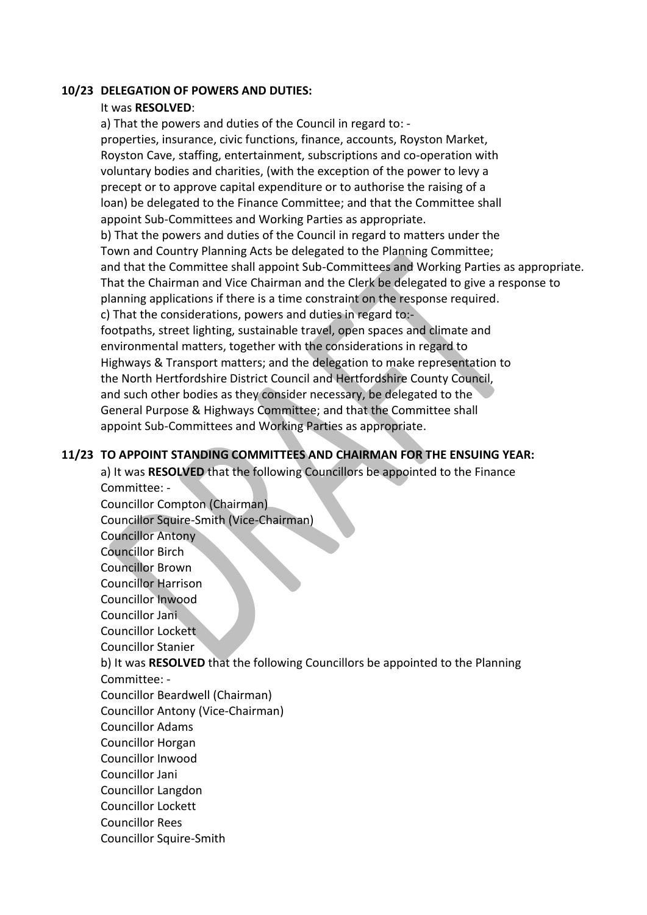**10/23 DELEGATION OF POWERS AND DUTIES:**

It was **RESOLVED**:

a) That the powers and duties of the Council in regard to: - properties, insurance, civic functions, finance, accounts, Royston Market, Royston Cave, staffing, entertainment, subscriptions and co-operation with voluntary bodies and charities, (with the exception of the power to levy a precept or to approve capital expenditure or to authorise the raising of a loan) be delegated to the Finance Committee; and that the Committee shall appoint Sub-Committees and Working Parties as appropriate.

b) That the powers and duties of the Council in regard to matters under the Town and Country Planning Acts be delegated to the Planning Committee; and that the Committee shall appoint Sub-Committees and Working Parties as appropriate. That the Chairman and Vice Chairman and the Clerk be delegated to give a response to planning applications if there is a time constraint on the response required.

c) That the considerations, powers and duties in regard to:- footpaths, street lighting, sustainable travel, open spaces and climate and environmental matters, together with the considerations in regard to Highways & Transport matters; and the delegation to make representation to the North Hertfordshire District Council and Hertfordshire County Council, and such other bodies as they consider necessary, be delegated to the General Purpose & Highways Committee; and that the Committee shall appoint Sub-Committees and Working Parties as appropriate.

**11/23 TO APPOINT STANDING COMMITTEES AND CHAIRMAN FOR THE ENSUING YEAR:**

a) It was **RESOLVED** that the following Councillors be appointed to the Finance Committee: -

Councillor Compton (Chairman)
Councillor Squire-Smith (Vice-Chairman)
Councillor Antony
Councillor Birch
Councillor Brown
Councillor Harrison
Councillor Inwood
Councillor Jani
Councillor Lockett
Councillor Stanier

b) It was **RESOLVED** that the following Councillors be appointed to the Planning Committee: -

Councillor Beardwell (Chairman)
Councillor Antony (Vice-Chairman)
Councillor Adams
Councillor Horgan
Councillor Inwood
Councillor Jani
Councillor Langdon
Councillor Lockett
Councillor Rees
Councillor Squire-Smith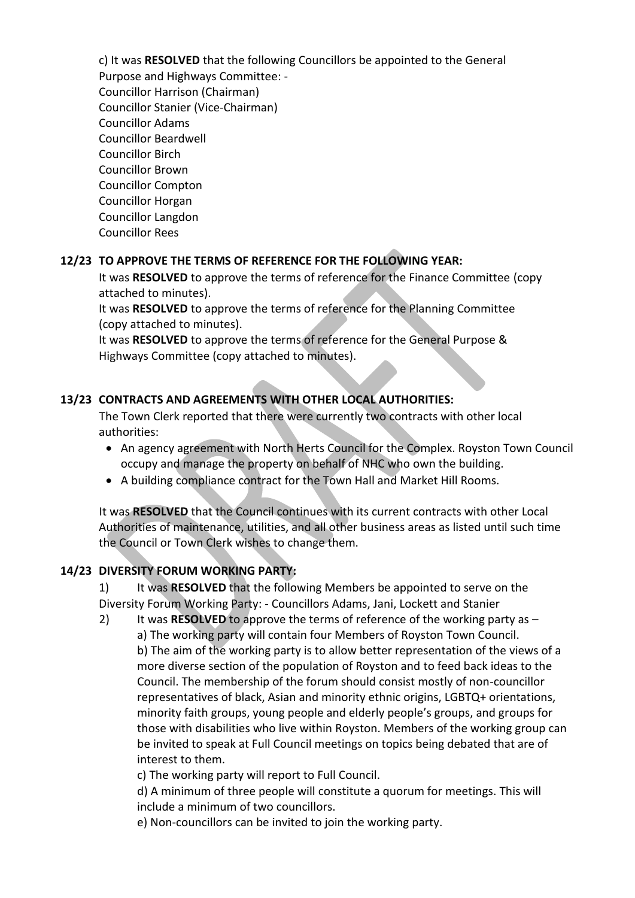c) It was **RESOLVED** that the following Councillors be appointed to the General Purpose and Highways Committee: -
Councillor Harrison (Chairman)
Councillor Stanier (Vice-Chairman)
Councillor Adams
Councillor Beardwell
Councillor Birch
Councillor Brown
Councillor Compton
Councillor Horgan
Councillor Langdon
Councillor Rees

## 12/23 TO APPROVE THE TERMS OF REFERENCE FOR THE FOLLOWING YEAR:

It was **RESOLVED** to approve the terms of reference for the Finance Committee (copy attached to minutes).
It was **RESOLVED** to approve the terms of reference for the Planning Committee (copy attached to minutes).
It was **RESOLVED** to approve the terms of reference for the General Purpose & Highways Committee (copy attached to minutes).

## 13/23 CONTRACTS AND AGREEMENTS WITH OTHER LOCAL AUTHORITIES:

The Town Clerk reported that there were currently two contracts with other local authorities:

- An agency agreement with North Herts Council for the Complex. Royston Town Council occupy and manage the property on behalf of NHC who own the building.
- A building compliance contract for the Town Hall and Market Hill Rooms.

It was **RESOLVED** that the Council continues with its current contracts with other Local Authorities of maintenance, utilities, and all other business areas as listed until such time the Council or Town Clerk wishes to change them.

## 14/23 DIVERSITY FORUM WORKING PARTY:

1) It was **RESOLVED** that the following Members be appointed to serve on the Diversity Forum Working Party: - Councillors Adams, Jani, Lockett and Stanier

2) It was **RESOLVED** to approve the terms of reference of the working party as –
a) The working party will contain four Members of Royston Town Council.
b) The aim of the working party is to allow better representation of the views of a more diverse section of the population of Royston and to feed back ideas to the Council. The membership of the forum should consist mostly of non-councillor representatives of black, Asian and minority ethnic origins, LGBTQ+ orientations, minority faith groups, young people and elderly people's groups, and groups for those with disabilities who live within Royston. Members of the working group can be invited to speak at Full Council meetings on topics being debated that are of interest to them.
c) The working party will report to Full Council.
d) A minimum of three people will constitute a quorum for meetings. This will include a minimum of two councillors.
e) Non-councillors can be invited to join the working party.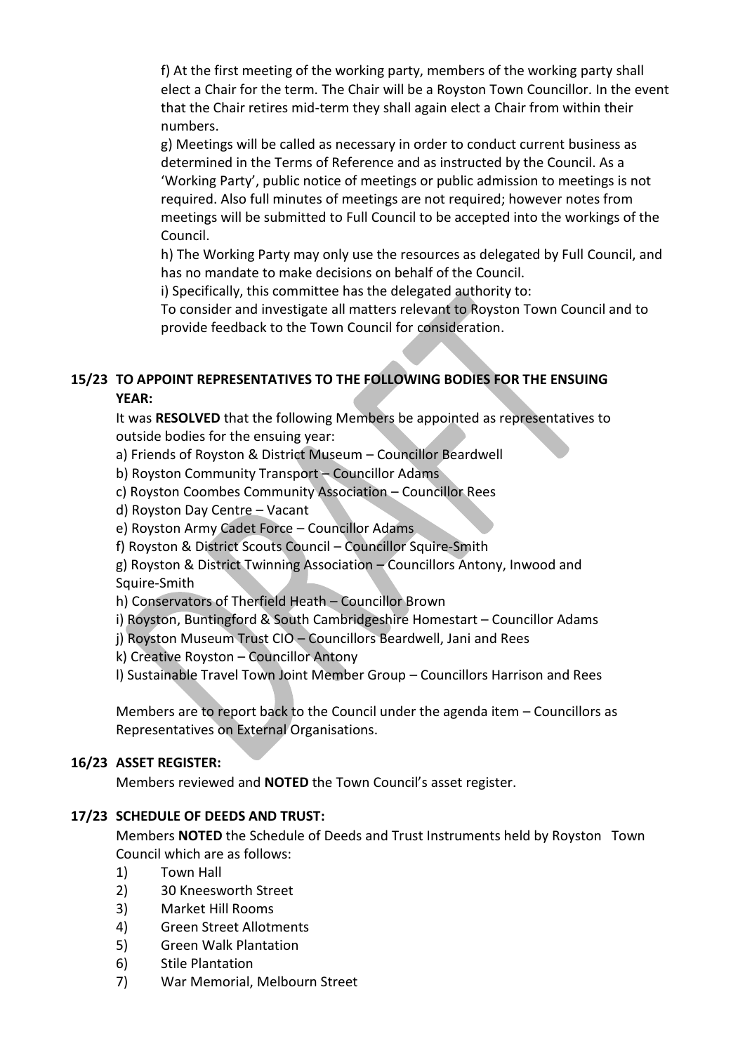f) At the first meeting of the working party, members of the working party shall elect a Chair for the term. The Chair will be a Royston Town Councillor. In the event that the Chair retires mid-term they shall again elect a Chair from within their numbers.

g) Meetings will be called as necessary in order to conduct current business as determined in the Terms of Reference and as instructed by the Council. As a 'Working Party', public notice of meetings or public admission to meetings is not required. Also full minutes of meetings are not required; however notes from meetings will be submitted to Full Council to be accepted into the workings of the Council.

h) The Working Party may only use the resources as delegated by Full Council, and has no mandate to make decisions on behalf of the Council.

i) Specifically, this committee has the delegated authority to:
To consider and investigate all matters relevant to Royston Town Council and to provide feedback to the Town Council for consideration.

**15/23 TO APPOINT REPRESENTATIVES TO THE FOLLOWING BODIES FOR THE ENSUING YEAR:**

It was **RESOLVED** that the following Members be appointed as representatives to outside bodies for the ensuing year:

a) Friends of Royston & District Museum – Councillor Beardwell
b) Royston Community Transport – Councillor Adams
c) Royston Coombes Community Association – Councillor Rees
d) Royston Day Centre – Vacant
e) Royston Army Cadet Force – Councillor Adams
f) Royston & District Scouts Council – Councillor Squire-Smith
g) Royston & District Twinning Association – Councillors Antony, Inwood and Squire-Smith
h) Conservators of Therfield Heath – Councillor Brown
i) Royston, Buntingford & South Cambridgeshire Homestart – Councillor Adams
j) Royston Museum Trust CIO – Councillors Beardwell, Jani and Rees
k) Creative Royston – Councillor Antony
l) Sustainable Travel Town Joint Member Group – Councillors Harrison and Rees

Members are to report back to the Council under the agenda item – Councillors as Representatives on External Organisations.

**16/23 ASSET REGISTER:**

Members reviewed and **NOTED** the Town Council's asset register.

**17/23 SCHEDULE OF DEEDS AND TRUST:**

Members **NOTED** the Schedule of Deeds and Trust Instruments held by Royston Town Council which are as follows:

1) Town Hall
2) 30 Kneesworth Street
3) Market Hill Rooms
4) Green Street Allotments
5) Green Walk Plantation
6) Stile Plantation
7) War Memorial, Melbourn Street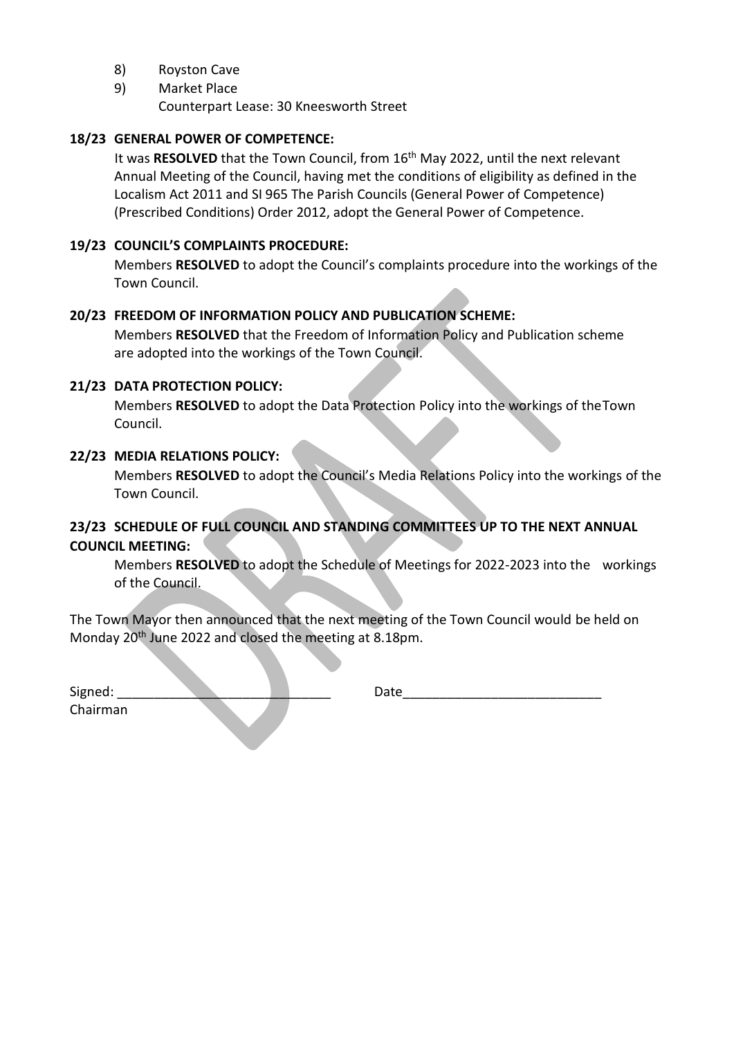8) Royston Cave
9) Market Place
   Counterpart Lease: 30 Kneesworth Street

**18/23 GENERAL POWER OF COMPETENCE:**

It was **RESOLVED** that the Town Council, from 16th May 2022, until the next relevant Annual Meeting of the Council, having met the conditions of eligibility as defined in the Localism Act 2011 and SI 965 The Parish Councils (General Power of Competence) (Prescribed Conditions) Order 2012, adopt the General Power of Competence.

**19/23 COUNCIL'S COMPLAINTS PROCEDURE:**

Members **RESOLVED** to adopt the Council's complaints procedure into the workings of the Town Council.

**20/23 FREEDOM OF INFORMATION POLICY AND PUBLICATION SCHEME:**

Members **RESOLVED** that the Freedom of Information Policy and Publication scheme are adopted into the workings of the Town Council.

**21/23 DATA PROTECTION POLICY:**

Members **RESOLVED** to adopt the Data Protection Policy into the workings of theTown Council.

**22/23 MEDIA RELATIONS POLICY:**

Members **RESOLVED** to adopt the Council's Media Relations Policy into the workings of the Town Council.

**23/23 SCHEDULE OF FULL COUNCIL AND STANDING COMMITTEES UP TO THE NEXT ANNUAL COUNCIL MEETING:**

Members **RESOLVED** to adopt the Schedule of Meetings for 2022-2023 into the workings of the Council.

The Town Mayor then announced that the next meeting of the Town Council would be held on Monday 20th June 2022 and closed the meeting at 8.18pm.

Signed: ______________________________ Date___________________________

Chairman